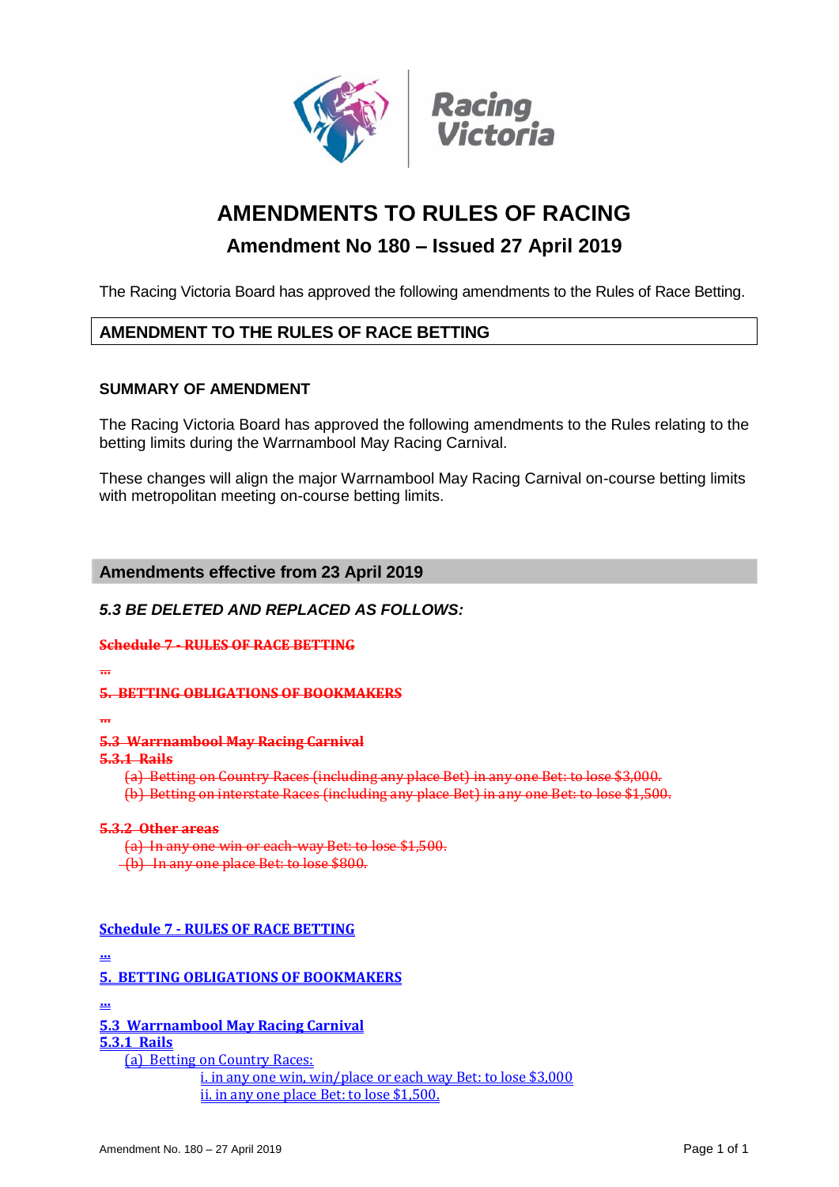Racing Victoria

# AMENDMENTS TO RULES OF RACING

## Amendment No 180 – Issued 27 April 2019

The Racing Victoria Board has approved the following amendments to the Rules of Race Betting.

## AMENDMENT TO THE RULES OF RACE BETTING

### SUMMARY OF AMENDMENT

The Racing Victoria Board has approved the following amendments to the Rules relating to the betting limits during the Warrnambool May Racing Carnival.

These changes will align the major Warrnambool May Racing Carnival on-course betting limits with metropolitan meeting on-course betting limits.

## Amendments effective from 23 April 2019

***5.3 BE DELETED AND REPLACED AS FOLLOWS:***

~~**Schedule 7 - RULES OF RACE BETTING**~~

~~...~~

~~**5. BETTING OBLIGATIONS OF BOOKMAKERS**~~

~~...~~

~~**5.3 Warrnambool May Racing Carnival**~~
~~**5.3.1 Rails**~~

~~(a) Betting on Country Races (including any place Bet) in any one Bet: to lose $3,000.~~
~~(b) Betting on interstate Races (including any place Bet) in any one Bet: to lose $1,500.~~

~~**5.3.2 Other areas**~~

~~(a) In any one win or each-way Bet: to lose $1,500.~~
~~(b) In any one place Bet: to lose $800.~~

<u>**Schedule 7 - RULES OF RACE BETTING**</u>

<u>...</u>

<u>**5. BETTING OBLIGATIONS OF BOOKMAKERS**</u>

<u>...</u>

<u>**5.3 Warrnambool May Racing Carnival**</u>
<u>**5.3.1 Rails**</u>

<u>(a) Betting on Country Races:</u>

<u>i. in any one win, win/place or each way Bet: to lose $3,000</u>
<u>ii. in any one place Bet: to lose $1,500.</u>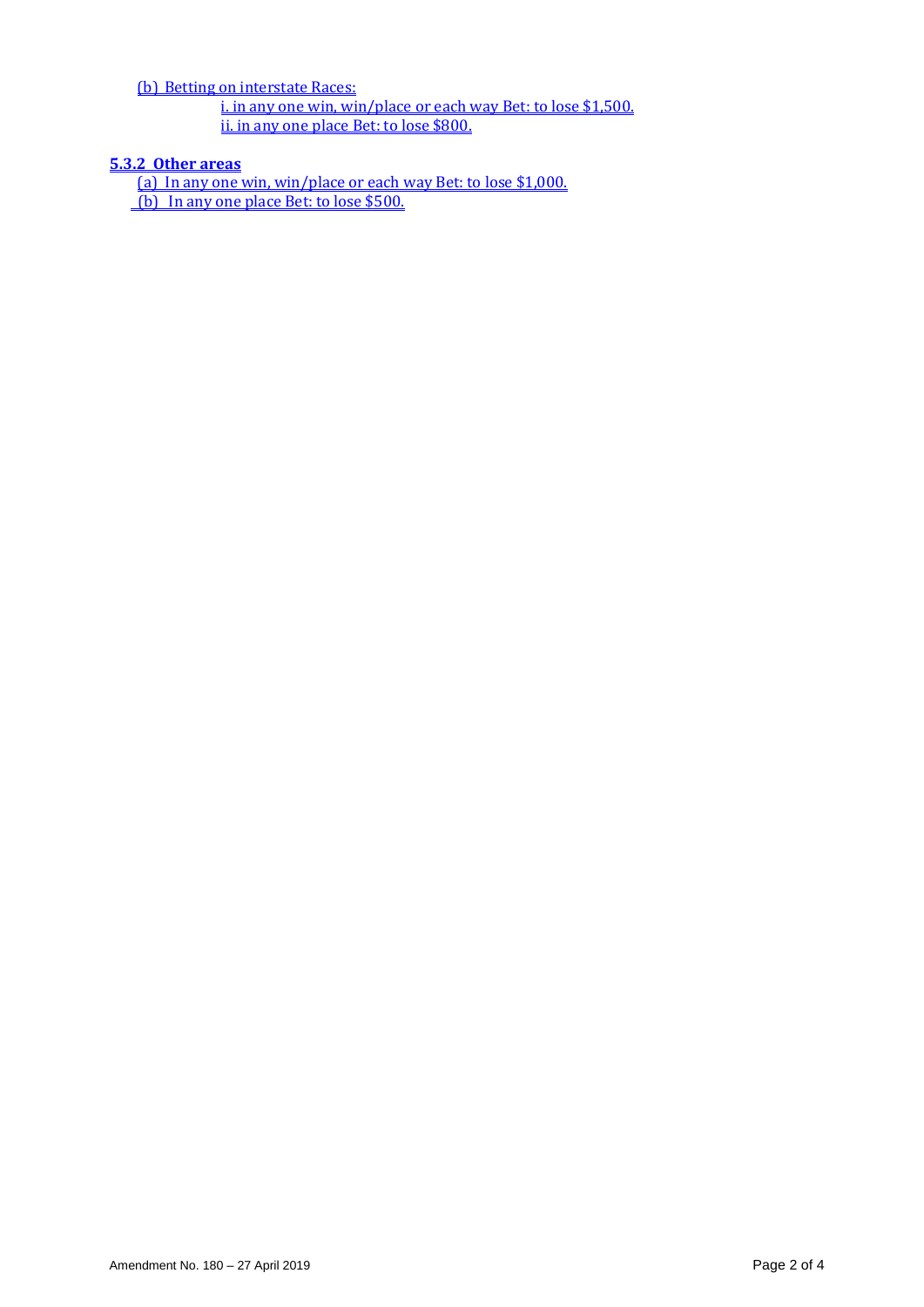(b) Betting on interstate Races:

i. in any one win, win/place or each way Bet: to lose $1,500.

ii. in any one place Bet: to lose $800.

**5.3.2 Other areas**

(a) In any one win, win/place or each way Bet: to lose $1,000.

(b) In any one place Bet: to lose $500.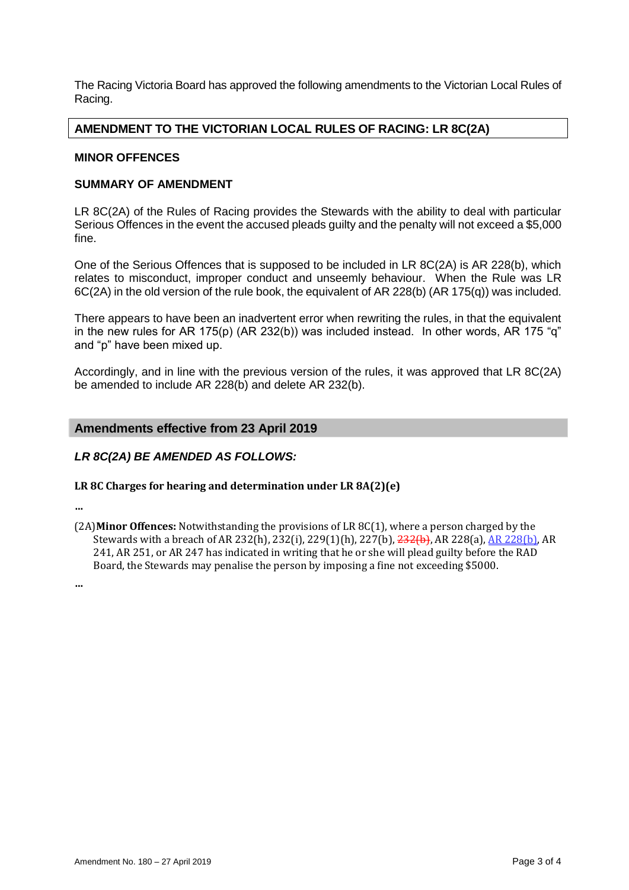The Racing Victoria Board has approved the following amendments to the Victorian Local Rules of Racing.

## AMENDMENT TO THE VICTORIAN LOCAL RULES OF RACING: LR 8C(2A)

### MINOR OFFENCES

### SUMMARY OF AMENDMENT

LR 8C(2A) of the Rules of Racing provides the Stewards with the ability to deal with particular Serious Offences in the event the accused pleads guilty and the penalty will not exceed a $5,000 fine.

One of the Serious Offences that is supposed to be included in LR 8C(2A) is AR 228(b), which relates to misconduct, improper conduct and unseemly behaviour. When the Rule was LR 6C(2A) in the old version of the rule book, the equivalent of AR 228(b) (AR 175(q)) was included.

There appears to have been an inadvertent error when rewriting the rules, in that the equivalent in the new rules for AR 175(p) (AR 232(b)) was included instead. In other words, AR 175 "q" and "p" have been mixed up.

Accordingly, and in line with the previous version of the rules, it was approved that LR 8C(2A) be amended to include AR 228(b) and delete AR 232(b).

## Amendments effective from 23 April 2019

### *LR 8C(2A) BE AMENDED AS FOLLOWS:*

**LR 8C Charges for hearing and determination under LR 8A(2)(e)**

...

(2A) **Minor Offences:** Notwithstanding the provisions of LR 8C(1), where a person charged by the Stewards with a breach of AR 232(h), 232(i), 229(1)(h), 227(b), ~~232(b)~~, AR 228(a), AR 228(b), AR 241, AR 251, or AR 247 has indicated in writing that he or she will plead guilty before the RAD Board, the Stewards may penalise the person by imposing a fine not exceeding $5000.

...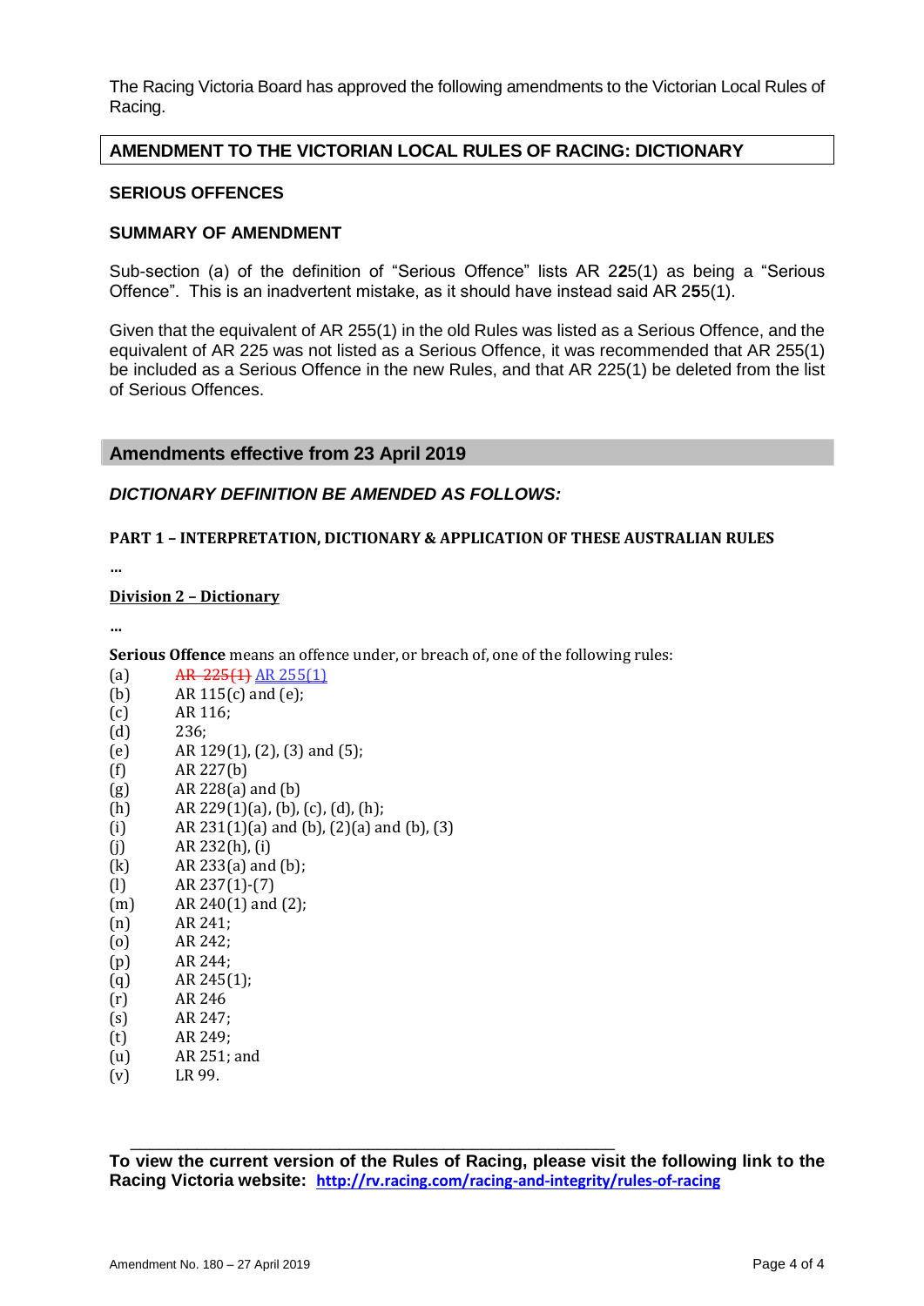The Racing Victoria Board has approved the following amendments to the Victorian Local Rules of Racing.

## AMENDMENT TO THE VICTORIAN LOCAL RULES OF RACING: DICTIONARY

### SERIOUS OFFENCES

### SUMMARY OF AMENDMENT

Sub-section (a) of the definition of “Serious Offence” lists AR 2**2**5(1) as being a “Serious Offence”. This is an inadvertent mistake, as it should have instead said AR 2**5**5(1).

Given that the equivalent of AR 255(1) in the old Rules was listed as a Serious Offence, and the equivalent of AR 225 was not listed as a Serious Offence, it was recommended that AR 255(1) be included as a Serious Offence in the new Rules, and that AR 225(1) be deleted from the list of Serious Offences.

## Amendments effective from 23 April 2019

***DICTIONARY DEFINITION BE AMENDED AS FOLLOWS:***

**PART 1 – INTERPRETATION, DICTIONARY & APPLICATION OF THESE AUSTRALIAN RULES**

…

**Division 2 – Dictionary**

…

**Serious Offence** means an offence under, or breach of, one of the following rules:

(a) ~~AR 225(1)~~ AR 255(1)
(b) AR 115(c) and (e);
(c) AR 116;
(d) 236;
(e) AR 129(1), (2), (3) and (5);
(f) AR 227(b)
(g) AR 228(a) and (b)
(h) AR 229(1)(a), (b), (c), (d), (h);
(i) AR 231(1)(a) and (b), (2)(a) and (b), (3)
(j) AR 232(h), (i)
(k) AR 233(a) and (b);
(l) AR 237(1)-(7)
(m) AR 240(1) and (2);
(n) AR 241;
(o) AR 242;
(p) AR 244;
(q) AR 245(1);
(r) AR 246
(s) AR 247;
(t) AR 249;
(u) AR 251; and
(v) LR 99.

---

**To view the current version of the Rules of Racing, please visit the following link to the Racing Victoria website: http://rv.racing.com/racing-and-integrity/rules-of-racing**

Amendment No. 180 – 27 April 2019